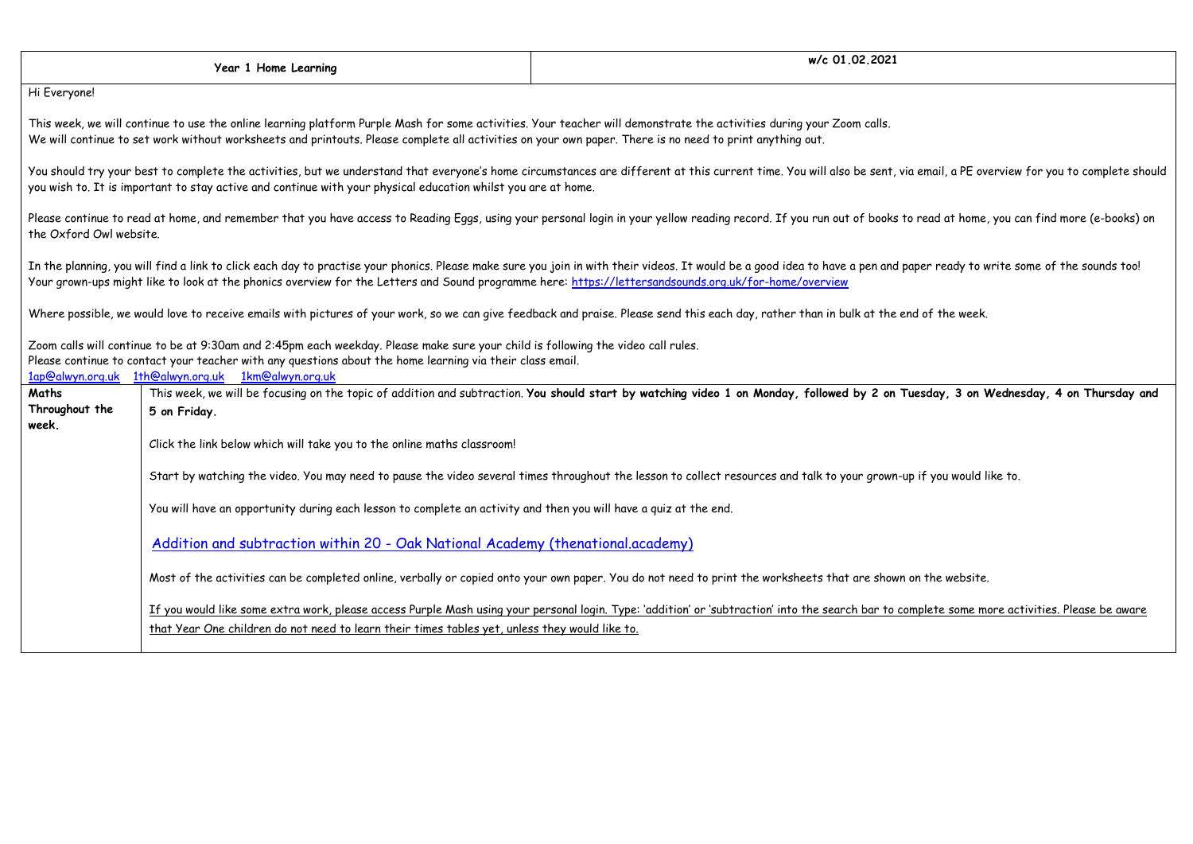| Year 1 Home Learning | w/c 01.02.2021 |
|---|---|

Hi Everyone!

This week, we will continue to use the online learning platform Purple Mash for some activities. Your teacher will demonstrate the activities during your Zoom calls.
We will continue to set work without worksheets and printouts. Please complete all activities on your own paper. There is no need to print anything out.

You should try your best to complete the activities, but we understand that everyone's home circumstances are different at this current time. You will also be sent, via email, a PE overview for you to complete should you wish to. It is important to stay active and continue with your physical education whilst you are at home.

Please continue to read at home, and remember that you have access to Reading Eggs, using your personal login in your yellow reading record. If you run out of books to read at home, you can find more (e-books) on the Oxford Owl website.

In the planning, you will find a link to click each day to practise your phonics. Please make sure you join in with their videos. It would be a good idea to have a pen and paper ready to write some of the sounds too!
Your grown-ups might like to look at the phonics overview for the Letters and Sound programme here: https://lettersandsounds.org.uk/for-home/overview

Where possible, we would love to receive emails with pictures of your work, so we can give feedback and praise. Please send this each day, rather than in bulk at the end of the week.

Zoom calls will continue to be at 9:30am and 2:45pm each weekday. Please make sure your child is following the video call rules.
Please continue to contact your teacher with any questions about the home learning via their class email.
1ap@alwyn.org.uk 1th@alwyn.org.uk 1km@alwyn.org.uk

| | |
|---|---|
| **Maths Throughout the week.** | This week, we will be focusing on the topic of addition and subtraction. **You should start by watching video 1 on Monday, followed by 2 on Tuesday, 3 on Wednesday, 4 on Thursday and 5 on Friday.**<br><br>Click the link below which will take you to the online maths classroom!<br><br>Start by watching the video. You may need to pause the video several times throughout the lesson to collect resources and talk to your grown-up if you would like to.<br><br>You will have an opportunity during each lesson to complete an activity and then you will have a quiz at the end.<br><br>Addition and subtraction within 20 - Oak National Academy (thenational.academy)<br><br>Most of the activities can be completed online, verbally or copied onto your own paper. You do not need to print the worksheets that are shown on the website.<br><br>If you would like some extra work, please access Purple Mash using your personal login. Type: 'addition' or 'subtraction' into the search bar to complete some more activities. Please be aware that Year One children do not need to learn their times tables yet, unless they would like to. |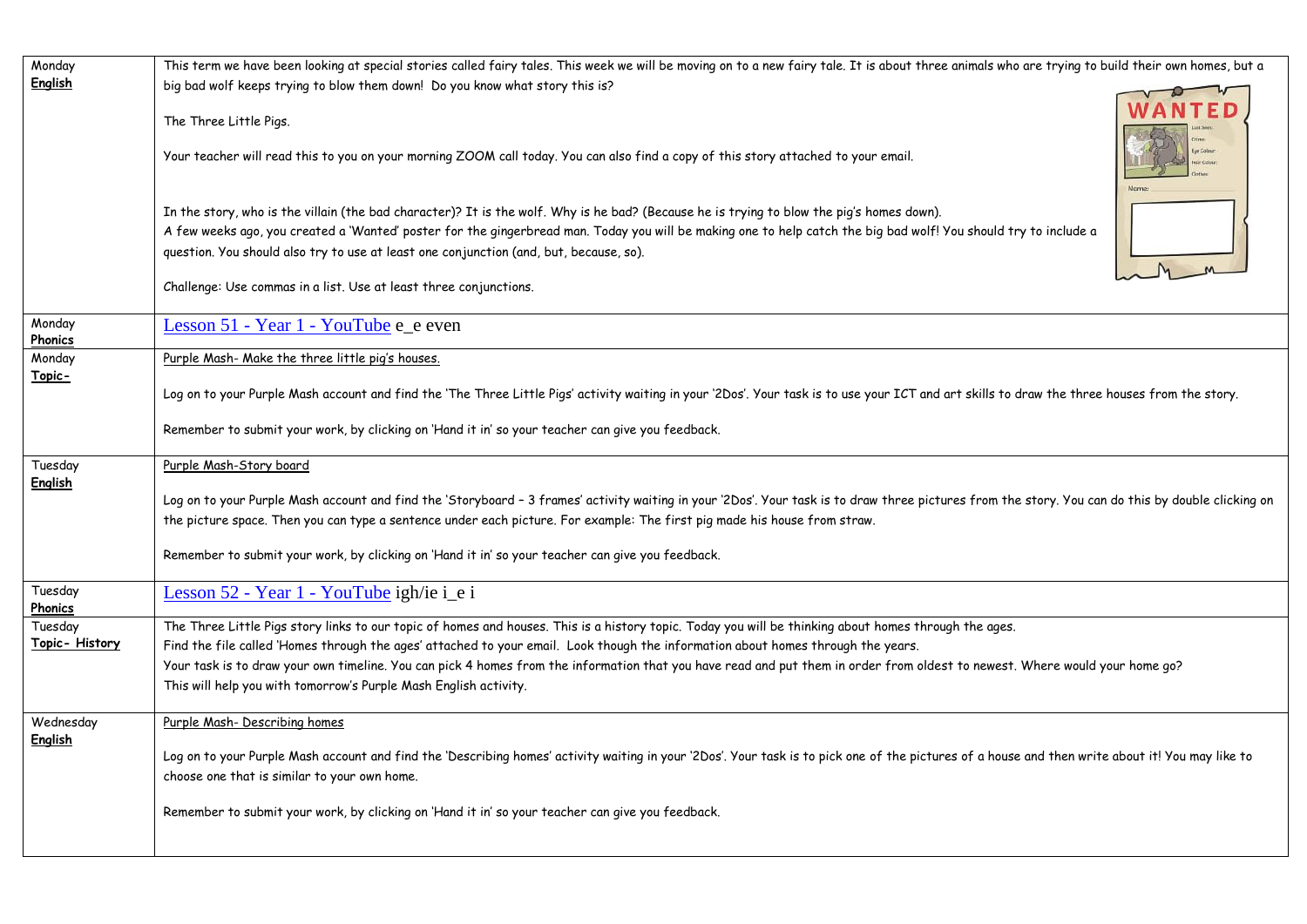| | |
|---|---|
| Monday<br>**English** | This term we have been looking at special stories called fairy tales. This week we will be moving on to a new fairy tale. It is about three animals who are trying to build their own homes, but a big bad wolf keeps trying to blow them down! Do you know what story this is?<br><br>The Three Little Pigs.<br><br>Your teacher will read this to you on your morning ZOOM call today. You can also find a copy of this story attached to your email.<br><br>In the story, who is the villain (the bad character)? It is the wolf. Why is he bad? (Because he is trying to blow the pig's homes down).<br>A few weeks ago, you created a 'Wanted' poster for the gingerbread man. Today you will be making one to help catch the big bad wolf! You should try to include a question. You should also try to use at least one conjunction (and, but, because, so).<br><br>Challenge: Use commas in a list. Use at least three conjunctions. |
| Monday<br>**Phonics** | Lesson 51 - Year 1 - YouTube e_e even |
| Monday<br>**Topic-** | Purple Mash- Make the three little pig's houses.<br><br>Log on to your Purple Mash account and find the 'The Three Little Pigs' activity waiting in your '2Dos'. Your task is to use your ICT and art skills to draw the three houses from the story.<br><br>Remember to submit your work, by clicking on 'Hand it in' so your teacher can give you feedback. |
| Tuesday<br>**English** | Purple Mash-Story board<br><br>Log on to your Purple Mash account and find the 'Storyboard – 3 frames' activity waiting in your '2Dos'. Your task is to draw three pictures from the story. You can do this by double clicking on the picture space. Then you can type a sentence under each picture. For example: The first pig made his house from straw.<br><br>Remember to submit your work, by clicking on 'Hand it in' so your teacher can give you feedback. |
| Tuesday<br>**Phonics** | Lesson 52 - Year 1 - YouTube igh/ie i_e i |
| Tuesday<br>**Topic- History** | The Three Little Pigs story links to our topic of homes and houses. This is a history topic. Today you will be thinking about homes through the ages.<br>Find the file called 'Homes through the ages' attached to your email. Look though the information about homes through the years.<br>Your task is to draw your own timeline. You can pick 4 homes from the information that you have read and put them in order from oldest to newest. Where would your home go?<br>This will help you with tomorrow's Purple Mash English activity. |
| Wednesday<br>**English** | Purple Mash- Describing homes<br><br>Log on to your Purple Mash account and find the 'Describing homes' activity waiting in your '2Dos'. Your task is to pick one of the pictures of a house and then write about it! You may like to choose one that is similar to your own home.<br><br>Remember to submit your work, by clicking on 'Hand it in' so your teacher can give you feedback. |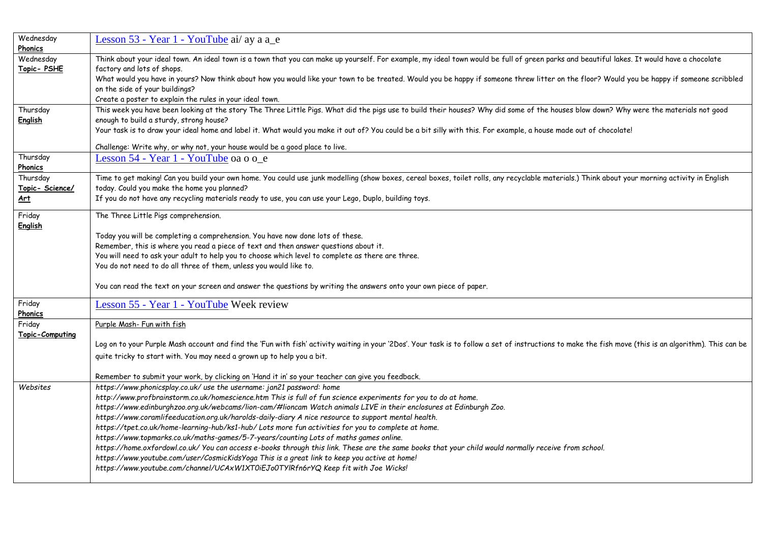| | |
|---|---|
| Wednesday **Phonics** | Lesson 53 - Year 1 - YouTube ai/ ay a a_e |
| Wednesday **Topic- PSHE** | Think about your ideal town. An ideal town is a town that you can make up yourself. For example, my ideal town would be full of green parks and beautiful lakes. It would have a chocolate factory and lots of shops.<br>What would you have in yours? Now think about how you would like your town to be treated. Would you be happy if someone threw litter on the floor? Would you be happy if someone scribbled on the side of your buildings?<br>Create a poster to explain the rules in your ideal town. |
| Thursday **English** | This week you have been looking at the story The Three Little Pigs. What did the pigs use to build their houses? Why did some of the houses blow down? Why were the materials not good enough to build a sturdy, strong house?<br>Your task is to draw your ideal home and label it. What would you make it out of? You could be a bit silly with this. For example, a house made out of chocolate!<br><br>Challenge: Write why, or why not, your house would be a good place to live. |
| Thursday **Phonics** | Lesson 54 - Year 1 - YouTube oa o o_e |
| Thursday **Topic- Science/ Art** | Time to get making! Can you build your own home. You could use junk modelling (show boxes, cereal boxes, toilet rolls, any recyclable materials.) Think about your morning activity in English today. Could you make the home you planned?<br>If you do not have any recycling materials ready to use, you can use your Lego, Duplo, building toys. |
| Friday **English** | The Three Little Pigs comprehension.<br><br>Today you will be completing a comprehension. You have now done lots of these.<br>Remember, this is where you read a piece of text and then answer questions about it.<br>You will need to ask your adult to help you to choose which level to complete as there are three.<br>You do not need to do all three of them, unless you would like to.<br><br>You can read the text on your screen and answer the questions by writing the answers onto your own piece of paper. |
| Friday **Phonics** | Lesson 55 - Year 1 - YouTube Week review |
| Friday **Topic-Computing** | Purple Mash- Fun with fish<br><br>Log on to your Purple Mash account and find the 'Fun with fish' activity waiting in your '2Dos'. Your task is to follow a set of instructions to make the fish move (this is an algorithm). This can be quite tricky to start with. You may need a grown up to help you a bit.<br><br>Remember to submit your work, by clicking on 'Hand it in' so your teacher can give you feedback. |
| *Websites* | *https://www.phonicsplay.co.uk/ use the username: jan21 password: home*<br>*http://www.profbrainstorm.co.uk/homescience.htm This is full of fun science experiments for you to do at home.*<br>*https://www.edinburghzoo.org.uk/webcams/lion-cam/#lioncam Watch animals LIVE in their enclosures at Edinburgh Zoo.*<br>*https://www.coramlifeeducation.org.uk/harolds-daily-diary A nice resource to support mental health.*<br>*https://tpet.co.uk/home-learning-hub/ks1-hub/ Lots more fun activities for you to complete at home.*<br>*https://www.topmarks.co.uk/maths-games/5-7-years/counting Lots of maths games online.*<br>*https://home.oxfordowl.co.uk/ You can access e-books through this link. These are the same books that your child would normally receive from school.*<br>*https://www.youtube.com/user/CosmicKidsYoga This is a great link to keep you active at home!*<br>*https://www.youtube.com/channel/UCAxW1XT0iEJo0TYlRfn6rYQ Keep fit with Joe Wicks!* |